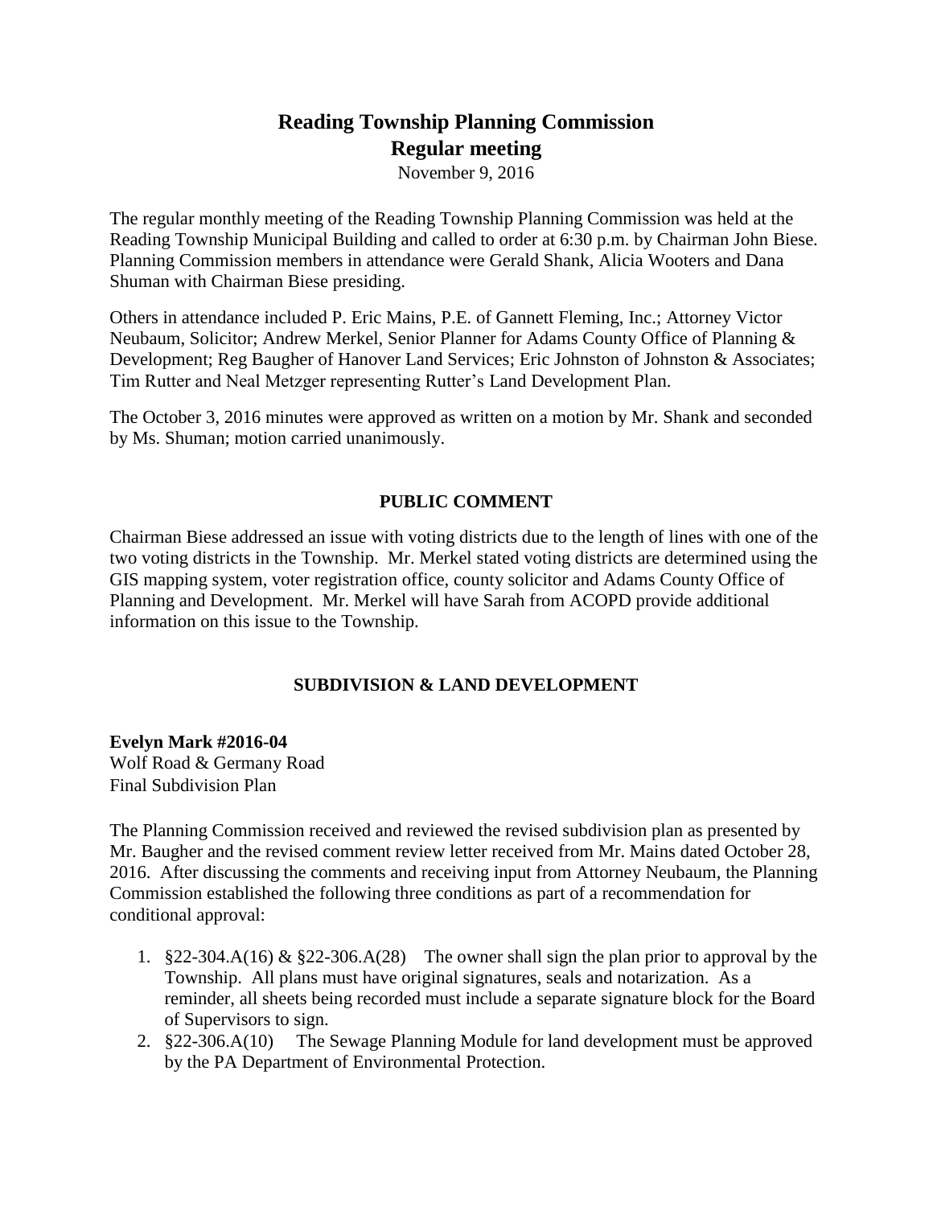# Reading Township Planning Commission
## Regular meeting

November 9, 2016

The regular monthly meeting of the Reading Township Planning Commission was held at the Reading Township Municipal Building and called to order at 6:30 p.m. by Chairman John Biese. Planning Commission members in attendance were Gerald Shank, Alicia Wooters and Dana Shuman with Chairman Biese presiding.

Others in attendance included P. Eric Mains, P.E. of Gannett Fleming, Inc.; Attorney Victor Neubaum, Solicitor; Andrew Merkel, Senior Planner for Adams County Office of Planning & Development; Reg Baugher of Hanover Land Services; Eric Johnston of Johnston & Associates; Tim Rutter and Neal Metzger representing Rutter's Land Development Plan.

The October 3, 2016 minutes were approved as written on a motion by Mr. Shank and seconded by Ms. Shuman; motion carried unanimously.

### PUBLIC COMMENT

Chairman Biese addressed an issue with voting districts due to the length of lines with one of the two voting districts in the Township. Mr. Merkel stated voting districts are determined using the GIS mapping system, voter registration office, county solicitor and Adams County Office of Planning and Development. Mr. Merkel will have Sarah from ACOPD provide additional information on this issue to the Township.

### SUBDIVISION & LAND DEVELOPMENT

**Evelyn Mark #2016-04**
Wolf Road & Germany Road
Final Subdivision Plan

The Planning Commission received and reviewed the revised subdivision plan as presented by Mr. Baugher and the revised comment review letter received from Mr. Mains dated October 28, 2016. After discussing the comments and receiving input from Attorney Neubaum, the Planning Commission established the following three conditions as part of a recommendation for conditional approval:

1. §22-304.A(16) & §22-306.A(28) The owner shall sign the plan prior to approval by the Township. All plans must have original signatures, seals and notarization. As a reminder, all sheets being recorded must include a separate signature block for the Board of Supervisors to sign.
2. §22-306.A(10) The Sewage Planning Module for land development must be approved by the PA Department of Environmental Protection.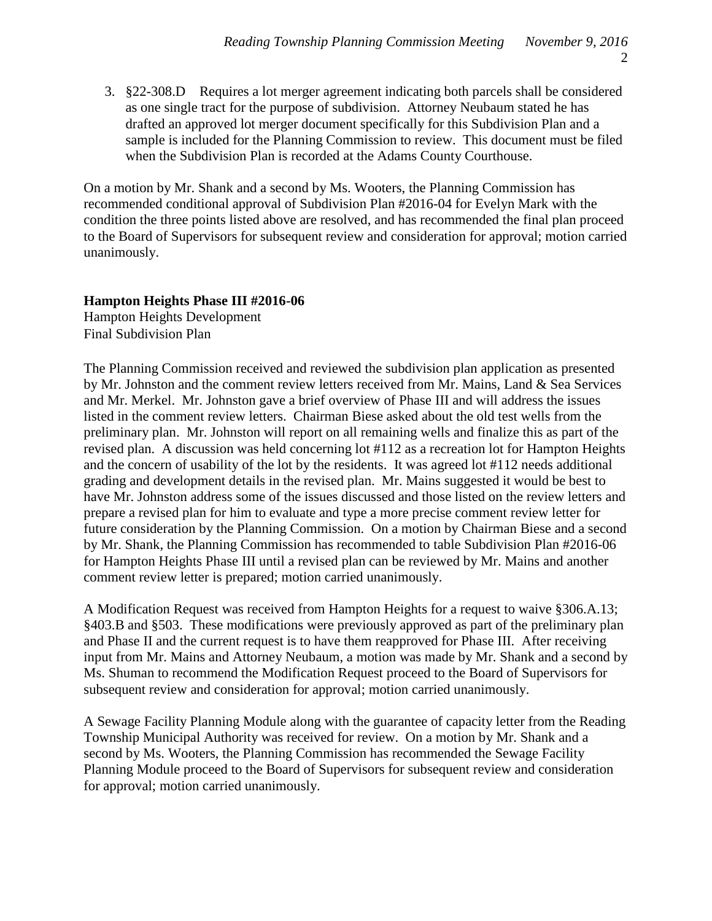3. §22-308.D Requires a lot merger agreement indicating both parcels shall be considered as one single tract for the purpose of subdivision. Attorney Neubaum stated he has drafted an approved lot merger document specifically for this Subdivision Plan and a sample is included for the Planning Commission to review. This document must be filed when the Subdivision Plan is recorded at the Adams County Courthouse.

On a motion by Mr. Shank and a second by Ms. Wooters, the Planning Commission has recommended conditional approval of Subdivision Plan #2016-04 for Evelyn Mark with the condition the three points listed above are resolved, and has recommended the final plan proceed to the Board of Supervisors for subsequent review and consideration for approval; motion carried unanimously.

**Hampton Heights Phase III #2016-06**
Hampton Heights Development
Final Subdivision Plan

The Planning Commission received and reviewed the subdivision plan application as presented by Mr. Johnston and the comment review letters received from Mr. Mains, Land & Sea Services and Mr. Merkel. Mr. Johnston gave a brief overview of Phase III and will address the issues listed in the comment review letters. Chairman Biese asked about the old test wells from the preliminary plan. Mr. Johnston will report on all remaining wells and finalize this as part of the revised plan. A discussion was held concerning lot #112 as a recreation lot for Hampton Heights and the concern of usability of the lot by the residents. It was agreed lot #112 needs additional grading and development details in the revised plan. Mr. Mains suggested it would be best to have Mr. Johnston address some of the issues discussed and those listed on the review letters and prepare a revised plan for him to evaluate and type a more precise comment review letter for future consideration by the Planning Commission. On a motion by Chairman Biese and a second by Mr. Shank, the Planning Commission has recommended to table Subdivision Plan #2016-06 for Hampton Heights Phase III until a revised plan can be reviewed by Mr. Mains and another comment review letter is prepared; motion carried unanimously.

A Modification Request was received from Hampton Heights for a request to waive §306.A.13; §403.B and §503. These modifications were previously approved as part of the preliminary plan and Phase II and the current request is to have them reapproved for Phase III. After receiving input from Mr. Mains and Attorney Neubaum, a motion was made by Mr. Shank and a second by Ms. Shuman to recommend the Modification Request proceed to the Board of Supervisors for subsequent review and consideration for approval; motion carried unanimously.

A Sewage Facility Planning Module along with the guarantee of capacity letter from the Reading Township Municipal Authority was received for review. On a motion by Mr. Shank and a second by Ms. Wooters, the Planning Commission has recommended the Sewage Facility Planning Module proceed to the Board of Supervisors for subsequent review and consideration for approval; motion carried unanimously.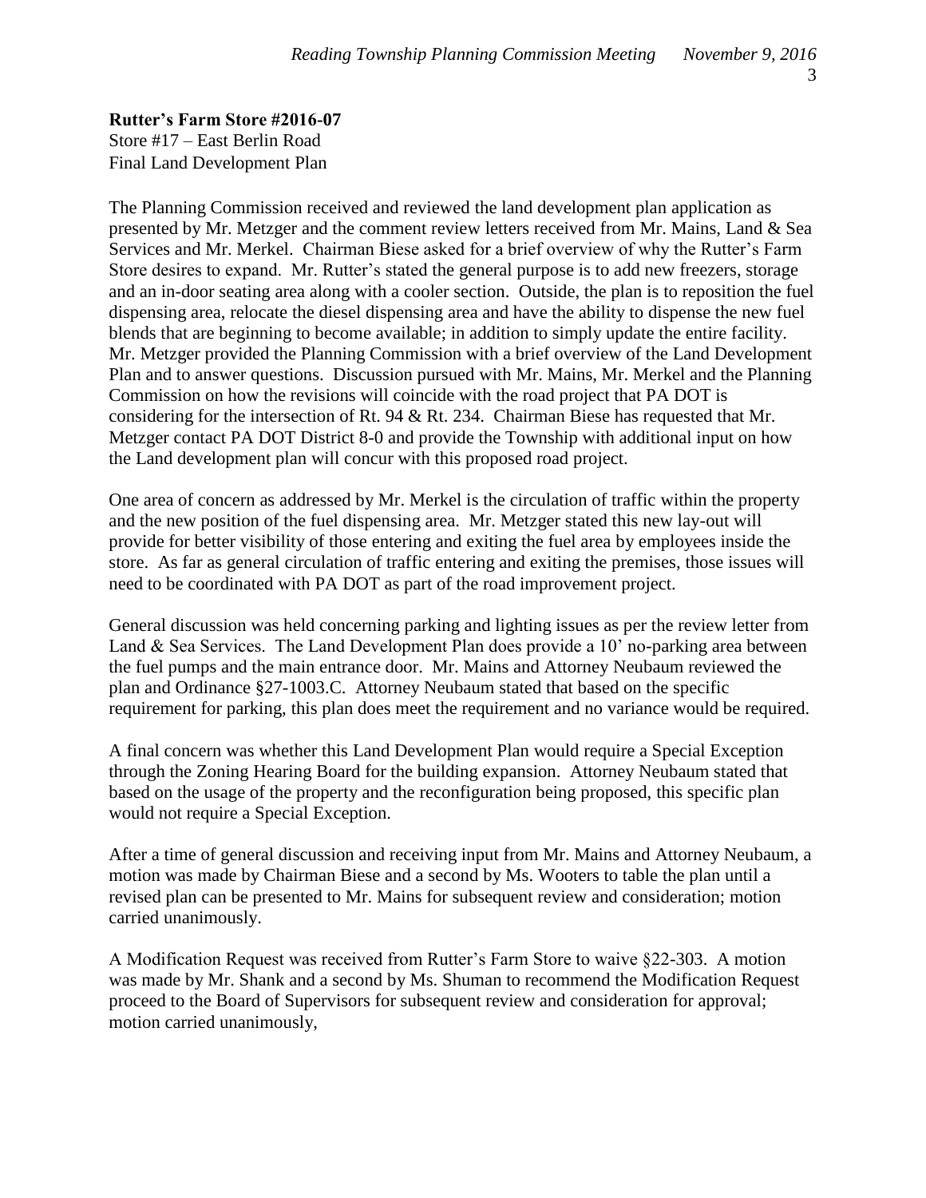**Rutter's Farm Store #2016-07**
Store #17 – East Berlin Road
Final Land Development Plan

The Planning Commission received and reviewed the land development plan application as presented by Mr. Metzger and the comment review letters received from Mr. Mains, Land & Sea Services and Mr. Merkel. Chairman Biese asked for a brief overview of why the Rutter's Farm Store desires to expand. Mr. Rutter's stated the general purpose is to add new freezers, storage and an in-door seating area along with a cooler section. Outside, the plan is to reposition the fuel dispensing area, relocate the diesel dispensing area and have the ability to dispense the new fuel blends that are beginning to become available; in addition to simply update the entire facility. Mr. Metzger provided the Planning Commission with a brief overview of the Land Development Plan and to answer questions. Discussion pursued with Mr. Mains, Mr. Merkel and the Planning Commission on how the revisions will coincide with the road project that PA DOT is considering for the intersection of Rt. 94 & Rt. 234. Chairman Biese has requested that Mr. Metzger contact PA DOT District 8-0 and provide the Township with additional input on how the Land development plan will concur with this proposed road project.

One area of concern as addressed by Mr. Merkel is the circulation of traffic within the property and the new position of the fuel dispensing area. Mr. Metzger stated this new lay-out will provide for better visibility of those entering and exiting the fuel area by employees inside the store. As far as general circulation of traffic entering and exiting the premises, those issues will need to be coordinated with PA DOT as part of the road improvement project.

General discussion was held concerning parking and lighting issues as per the review letter from Land & Sea Services. The Land Development Plan does provide a 10' no-parking area between the fuel pumps and the main entrance door. Mr. Mains and Attorney Neubaum reviewed the plan and Ordinance §27-1003.C. Attorney Neubaum stated that based on the specific requirement for parking, this plan does meet the requirement and no variance would be required.

A final concern was whether this Land Development Plan would require a Special Exception through the Zoning Hearing Board for the building expansion. Attorney Neubaum stated that based on the usage of the property and the reconfiguration being proposed, this specific plan would not require a Special Exception.

After a time of general discussion and receiving input from Mr. Mains and Attorney Neubaum, a motion was made by Chairman Biese and a second by Ms. Wooters to table the plan until a revised plan can be presented to Mr. Mains for subsequent review and consideration; motion carried unanimously.

A Modification Request was received from Rutter's Farm Store to waive §22-303. A motion was made by Mr. Shank and a second by Ms. Shuman to recommend the Modification Request proceed to the Board of Supervisors for subsequent review and consideration for approval; motion carried unanimously,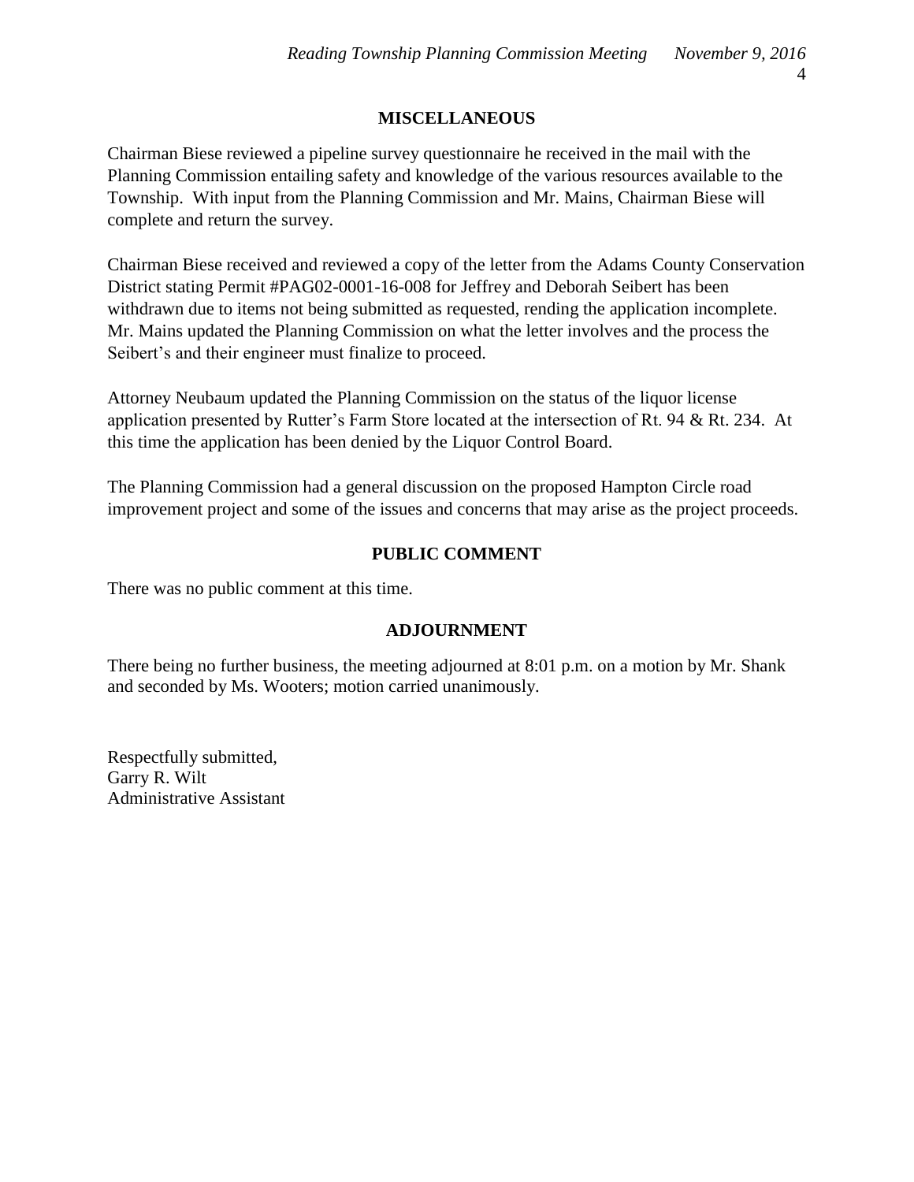## MISCELLANEOUS

Chairman Biese reviewed a pipeline survey questionnaire he received in the mail with the Planning Commission entailing safety and knowledge of the various resources available to the Township. With input from the Planning Commission and Mr. Mains, Chairman Biese will complete and return the survey.

Chairman Biese received and reviewed a copy of the letter from the Adams County Conservation District stating Permit #PAG02-0001-16-008 for Jeffrey and Deborah Seibert has been withdrawn due to items not being submitted as requested, rending the application incomplete. Mr. Mains updated the Planning Commission on what the letter involves and the process the Seibert's and their engineer must finalize to proceed.

Attorney Neubaum updated the Planning Commission on the status of the liquor license application presented by Rutter's Farm Store located at the intersection of Rt. 94 & Rt. 234. At this time the application has been denied by the Liquor Control Board.

The Planning Commission had a general discussion on the proposed Hampton Circle road improvement project and some of the issues and concerns that may arise as the project proceeds.

## PUBLIC COMMENT

There was no public comment at this time.

## ADJOURNMENT

There being no further business, the meeting adjourned at 8:01 p.m. on a motion by Mr. Shank and seconded by Ms. Wooters; motion carried unanimously.

Respectfully submitted,
Garry R. Wilt
Administrative Assistant